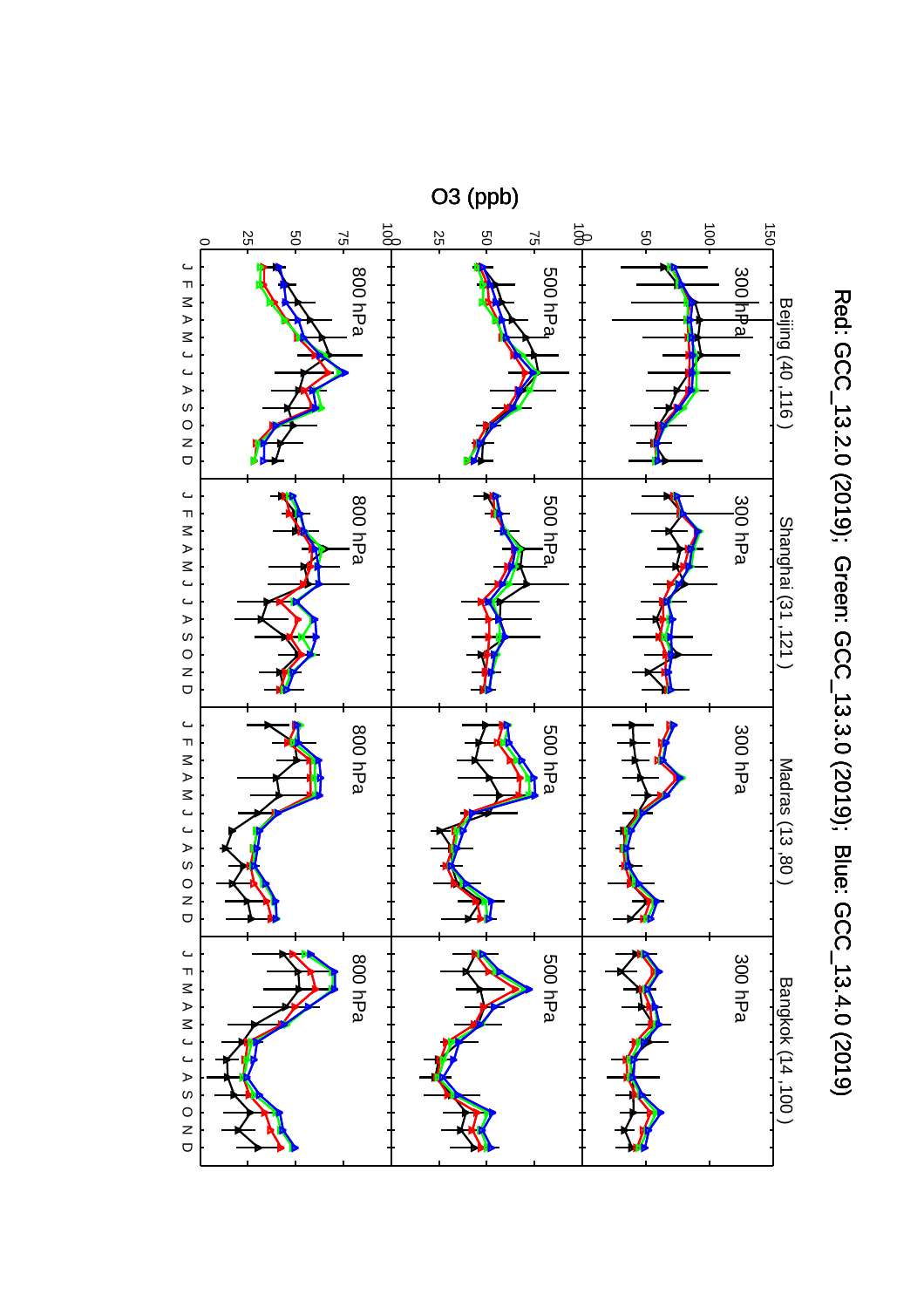Red: GCC_13.2.0 (2019); Green: GCC_13.3.0 (2019); Blue: GCC_13.4.0 (2019)

O3 (ppb)

Beijing (40 ,116 ) | Shanghai (31 ,121 ) | Madras (13 ,80 ) | Bangkok (14 ,100 )

300 hPa | 500 hPa | 800 hPa

J F M A M J J A S O N D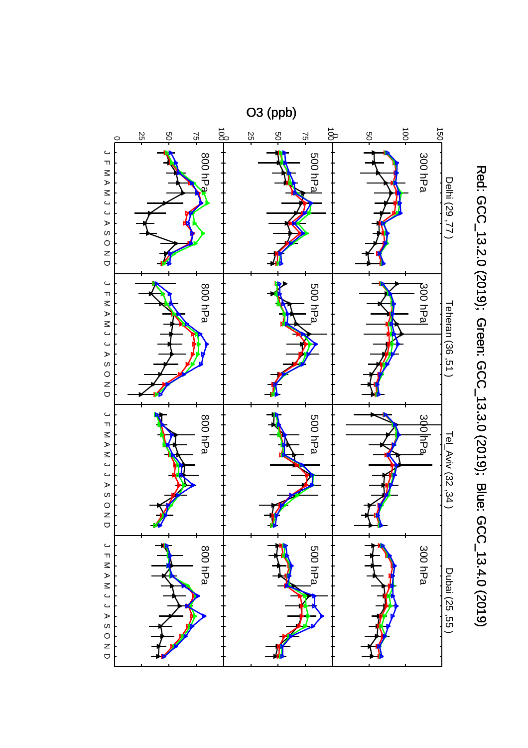Red: GCC_13.2.0 (2019); Green: GCC_13.3.0 (2019); Blue: GCC_13.4.0 (2019)

O3 (ppb)

Delhi (29 ,77 ) — Teheran (36 ,51 ) — Tel_Aviv (32 ,34 ) — Dubai (25 ,55 )

300 hPa — 500 hPa — 800 hPa

J F M A M J J A S O N D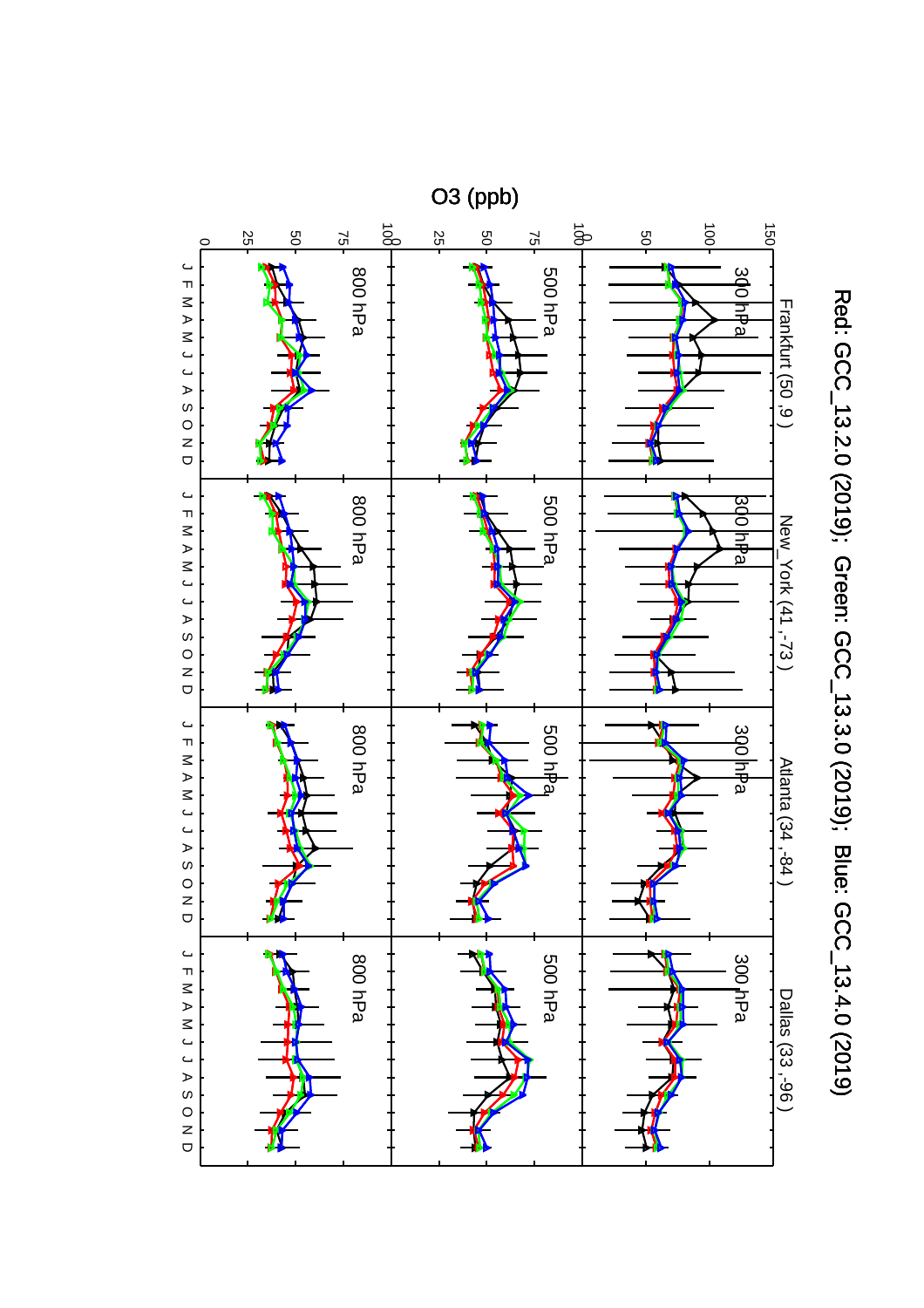Red: GCC_13.2.0 (2019); Green: GCC_13.3.0 (2019); Blue: GCC_13.4.0 (2019)

O3 (ppb)

Frankfurt (50 ,9 )

New_York (41 ,-73 )

Atlanta (34 ,-84 )

Dallas (33 ,-96 )

300 hPa

500 hPa

800 hPa

J F M A M J J A S O N D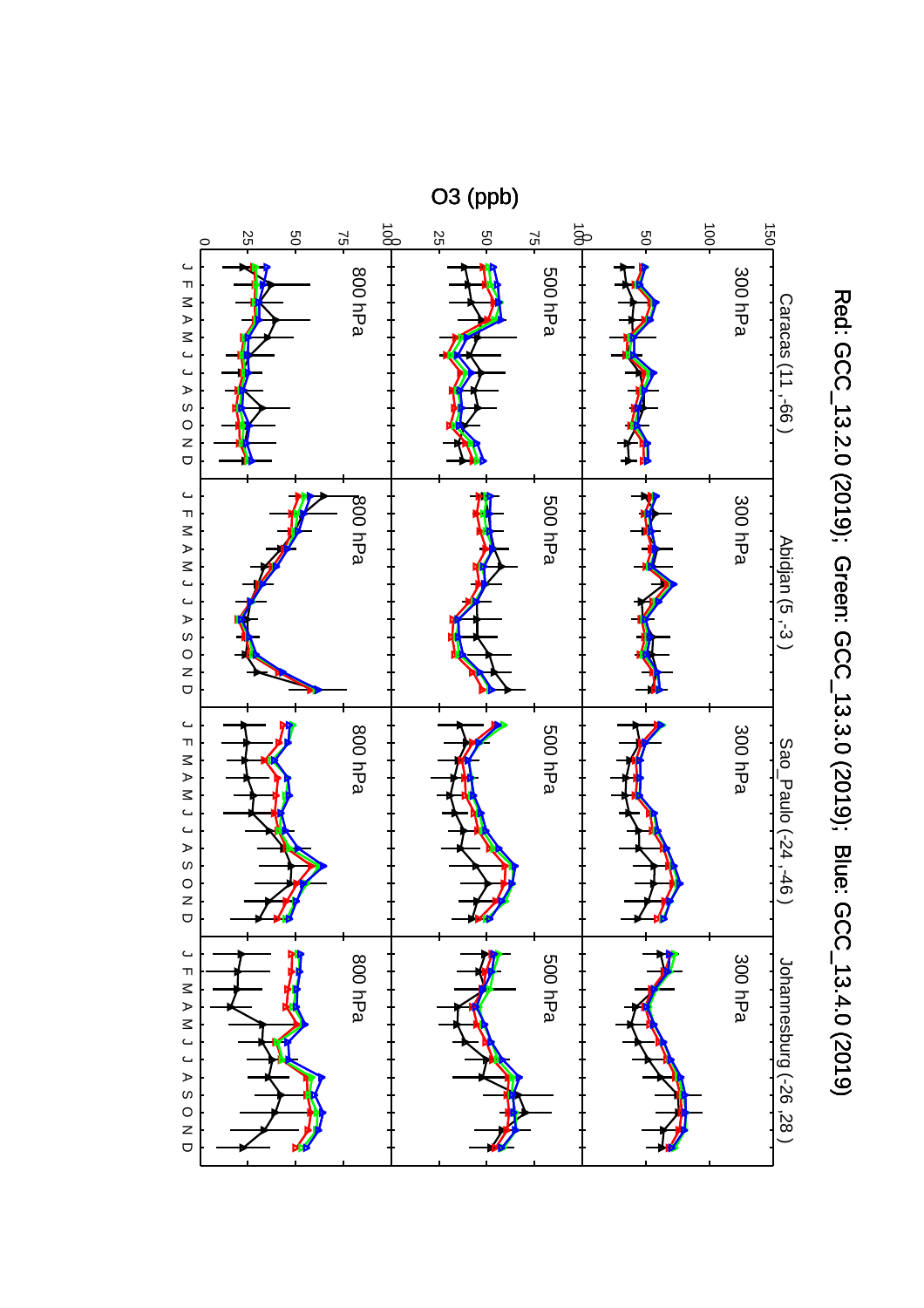# Red: GCC_13.2.0 (2019); Green: GCC_13.3.0 (2019); Blue: GCC_13.4.0 (2019)

O3 (ppb)

Caracas (11 ,-66 ) | Abidjan (5 ,-3 ) | Sao_Paulo (-24 ,-46 ) | Johannesburg (-26 ,28 )

300 hPa | 500 hPa | 800 hPa

J F M A M J J A S O N D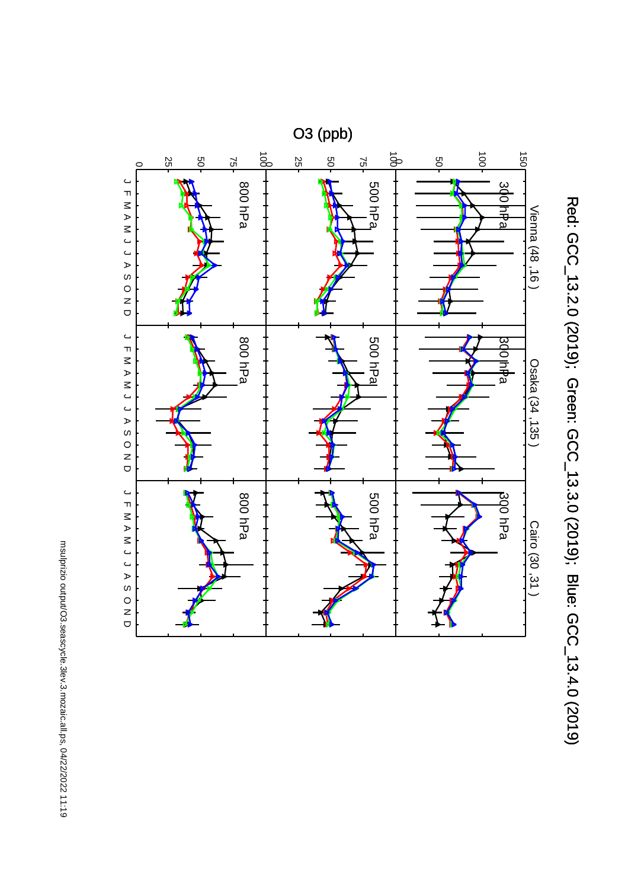Red: GCC_13.2.0 (2019); Green: GCC_13.3.0 (2019); Blue: GCC_13.4.0 (2019)

O3 (ppb)

Vienna (48 ,16 )

Osaka (34 ,135 )

Cairo (30 ,31 )

300 hPa

500 hPa

800 hPa

0
50
100
150

0
25
50
75
100

0
25
50
75
100

J F M A M J J A S O N D

msulprizio output/O3.seascycle.3lev.3.mozaic.all.ps, 04/22/2022 11:19